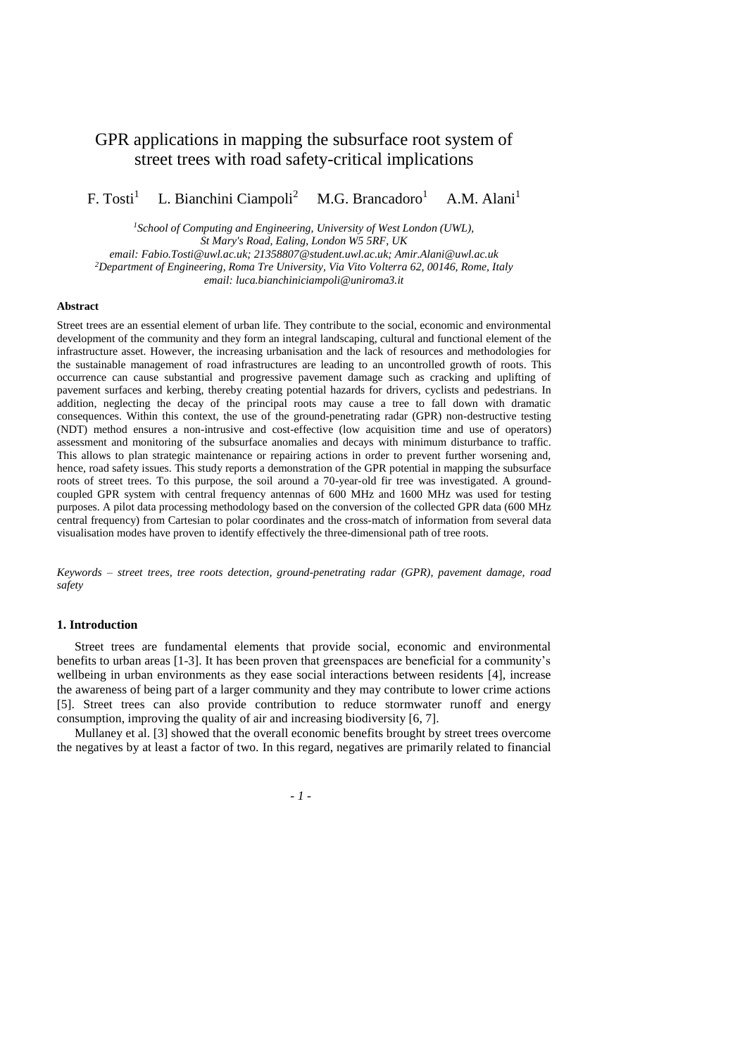# GPR applications in mapping the subsurface root system of street trees with road safety-critical implications

F. Tosti[1] L. Bianchini Ciampoli[2] M.G. Brancadoro[1] A.M. Alani[1]

[1]*School of Computing and Engineering, University of West London (UWL), St Mary's Road, Ealing, London W5 5RF, UK*
*email: Fabio.Tosti@uwl.ac.uk; 21358807@student.uwl.ac.uk; Amir.Alani@uwl.ac.uk*
[2]*Department of Engineering, Roma Tre University, Via Vito Volterra 62, 00146, Rome, Italy*
*email: luca.bianchiniciampoli@uniroma3.it*

#### Abstract

Street trees are an essential element of urban life. They contribute to the social, economic and environmental development of the community and they form an integral landscaping, cultural and functional element of the infrastructure asset. However, the increasing urbanisation and the lack of resources and methodologies for the sustainable management of road infrastructures are leading to an uncontrolled growth of roots. This occurrence can cause substantial and progressive pavement damage such as cracking and uplifting of pavement surfaces and kerbing, thereby creating potential hazards for drivers, cyclists and pedestrians. In addition, neglecting the decay of the principal roots may cause a tree to fall down with dramatic consequences. Within this context, the use of the ground-penetrating radar (GPR) non-destructive testing (NDT) method ensures a non-intrusive and cost-effective (low acquisition time and use of operators) assessment and monitoring of the subsurface anomalies and decays with minimum disturbance to traffic. This allows to plan strategic maintenance or repairing actions in order to prevent further worsening and, hence, road safety issues. This study reports a demonstration of the GPR potential in mapping the subsurface roots of street trees. To this purpose, the soil around a 70-year-old fir tree was investigated. A ground-coupled GPR system with central frequency antennas of 600 MHz and 1600 MHz was used for testing purposes. A pilot data processing methodology based on the conversion of the collected GPR data (600 MHz central frequency) from Cartesian to polar coordinates and the cross-match of information from several data visualisation modes have proven to identify effectively the three-dimensional path of tree roots.

*Keywords – street trees, tree roots detection, ground-penetrating radar (GPR), pavement damage, road safety*

#### 1. Introduction

Street trees are fundamental elements that provide social, economic and environmental benefits to urban areas [1-3]. It has been proven that greenspaces are beneficial for a community's wellbeing in urban environments as they ease social interactions between residents [4], increase the awareness of being part of a larger community and they may contribute to lower crime actions [5]. Street trees can also provide contribution to reduce stormwater runoff and energy consumption, improving the quality of air and increasing biodiversity [6, 7].

Mullaney et al. [3] showed that the overall economic benefits brought by street trees overcome the negatives by at least a factor of two. In this regard, negatives are primarily related to financial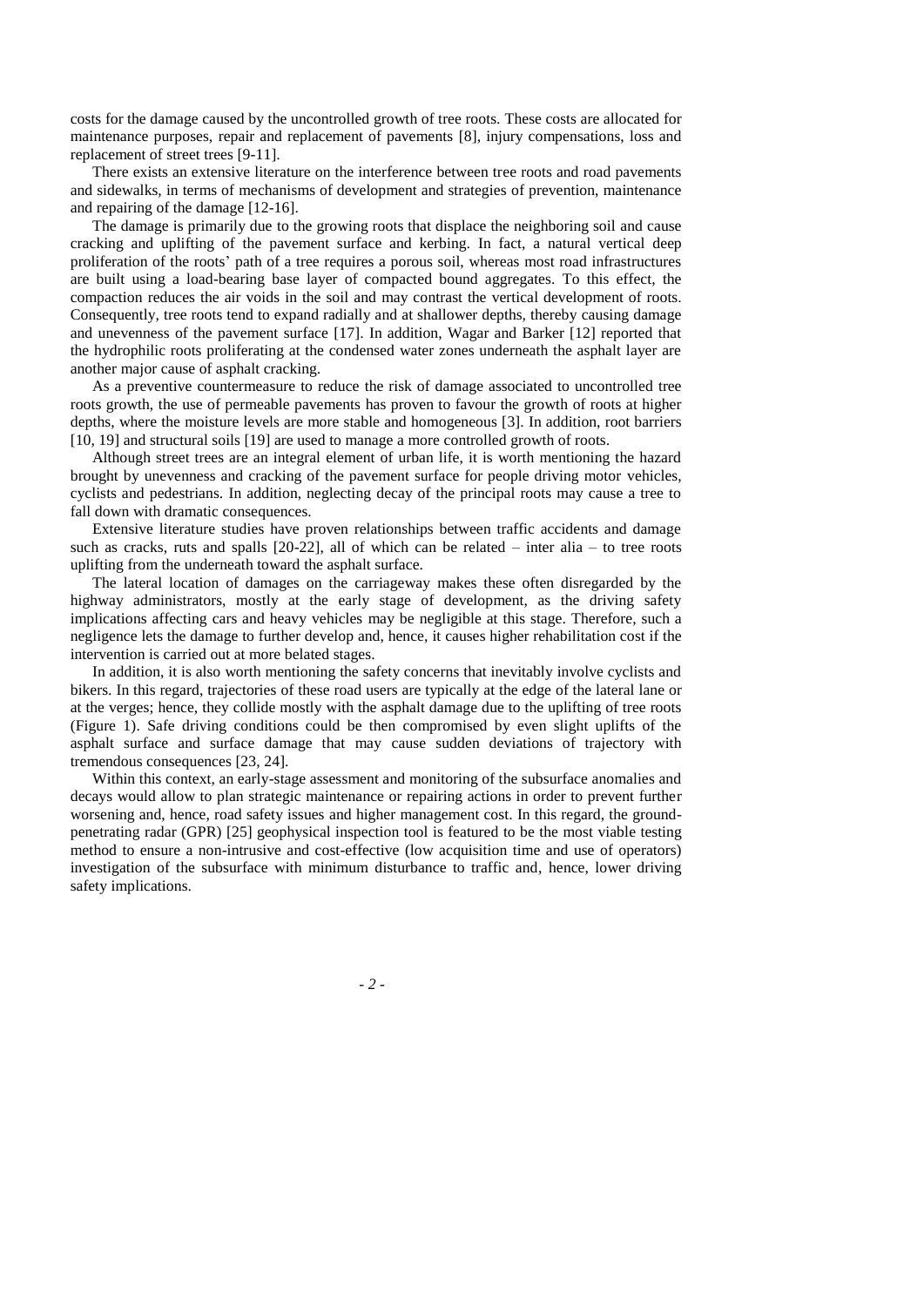costs for the damage caused by the uncontrolled growth of tree roots. These costs are allocated for maintenance purposes, repair and replacement of pavements [8], injury compensations, loss and replacement of street trees [9-11].

There exists an extensive literature on the interference between tree roots and road pavements and sidewalks, in terms of mechanisms of development and strategies of prevention, maintenance and repairing of the damage [12-16].

The damage is primarily due to the growing roots that displace the neighboring soil and cause cracking and uplifting of the pavement surface and kerbing. In fact, a natural vertical deep proliferation of the roots' path of a tree requires a porous soil, whereas most road infrastructures are built using a load-bearing base layer of compacted bound aggregates. To this effect, the compaction reduces the air voids in the soil and may contrast the vertical development of roots. Consequently, tree roots tend to expand radially and at shallower depths, thereby causing damage and unevenness of the pavement surface [17]. In addition, Wagar and Barker [12] reported that the hydrophilic roots proliferating at the condensed water zones underneath the asphalt layer are another major cause of asphalt cracking.

As a preventive countermeasure to reduce the risk of damage associated to uncontrolled tree roots growth, the use of permeable pavements has proven to favour the growth of roots at higher depths, where the moisture levels are more stable and homogeneous [3]. In addition, root barriers [10, 19] and structural soils [19] are used to manage a more controlled growth of roots.

Although street trees are an integral element of urban life, it is worth mentioning the hazard brought by unevenness and cracking of the pavement surface for people driving motor vehicles, cyclists and pedestrians. In addition, neglecting decay of the principal roots may cause a tree to fall down with dramatic consequences.

Extensive literature studies have proven relationships between traffic accidents and damage such as cracks, ruts and spalls [20-22], all of which can be related – inter alia – to tree roots uplifting from the underneath toward the asphalt surface.

The lateral location of damages on the carriageway makes these often disregarded by the highway administrators, mostly at the early stage of development, as the driving safety implications affecting cars and heavy vehicles may be negligible at this stage. Therefore, such a negligence lets the damage to further develop and, hence, it causes higher rehabilitation cost if the intervention is carried out at more belated stages.

In addition, it is also worth mentioning the safety concerns that inevitably involve cyclists and bikers. In this regard, trajectories of these road users are typically at the edge of the lateral lane or at the verges; hence, they collide mostly with the asphalt damage due to the uplifting of tree roots (Figure 1). Safe driving conditions could be then compromised by even slight uplifts of the asphalt surface and surface damage that may cause sudden deviations of trajectory with tremendous consequences [23, 24].

Within this context, an early-stage assessment and monitoring of the subsurface anomalies and decays would allow to plan strategic maintenance or repairing actions in order to prevent further worsening and, hence, road safety issues and higher management cost. In this regard, the ground-penetrating radar (GPR) [25] geophysical inspection tool is featured to be the most viable testing method to ensure a non-intrusive and cost-effective (low acquisition time and use of operators) investigation of the subsurface with minimum disturbance to traffic and, hence, lower driving safety implications.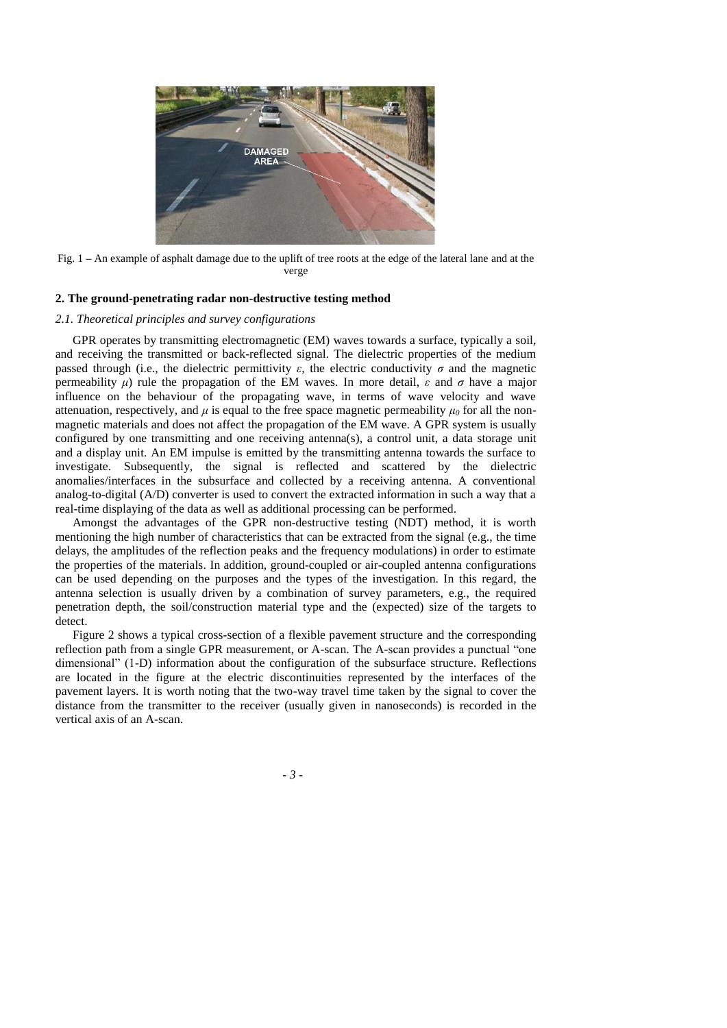Fig. 1 – An example of asphalt damage due to the uplift of tree roots at the edge of the lateral lane and at the verge

## 2. The ground-penetrating radar non-destructive testing method

### *2.1. Theoretical principles and survey configurations*

GPR operates by transmitting electromagnetic (EM) waves towards a surface, typically a soil, and receiving the transmitted or back-reflected signal. The dielectric properties of the medium passed through (i.e., the dielectric permittivity $\varepsilon$, the electric conductivity $\sigma$ and the magnetic permeability $\mu$) rule the propagation of the EM waves. In more detail, $\varepsilon$ and $\sigma$ have a major influence on the behaviour of the propagating wave, in terms of wave velocity and wave attenuation, respectively, and $\mu$ is equal to the free space magnetic permeability $\mu_0$ for all the non-magnetic materials and does not affect the propagation of the EM wave. A GPR system is usually configured by one transmitting and one receiving antenna(s), a control unit, a data storage unit and a display unit. An EM impulse is emitted by the transmitting antenna towards the surface to investigate. Subsequently, the signal is reflected and scattered by the dielectric anomalies/interfaces in the subsurface and collected by a receiving antenna. A conventional analog-to-digital (A/D) converter is used to convert the extracted information in such a way that a real-time displaying of the data as well as additional processing can be performed.

Amongst the advantages of the GPR non-destructive testing (NDT) method, it is worth mentioning the high number of characteristics that can be extracted from the signal (e.g., the time delays, the amplitudes of the reflection peaks and the frequency modulations) in order to estimate the properties of the materials. In addition, ground-coupled or air-coupled antenna configurations can be used depending on the purposes and the types of the investigation. In this regard, the antenna selection is usually driven by a combination of survey parameters, e.g., the required penetration depth, the soil/construction material type and the (expected) size of the targets to detect.

Figure 2 shows a typical cross-section of a flexible pavement structure and the corresponding reflection path from a single GPR measurement, or A-scan. The A-scan provides a punctual "one dimensional" (1-D) information about the configuration of the subsurface structure. Reflections are located in the figure at the electric discontinuities represented by the interfaces of the pavement layers. It is worth noting that the two-way travel time taken by the signal to cover the distance from the transmitter to the receiver (usually given in nanoseconds) is recorded in the vertical axis of an A-scan.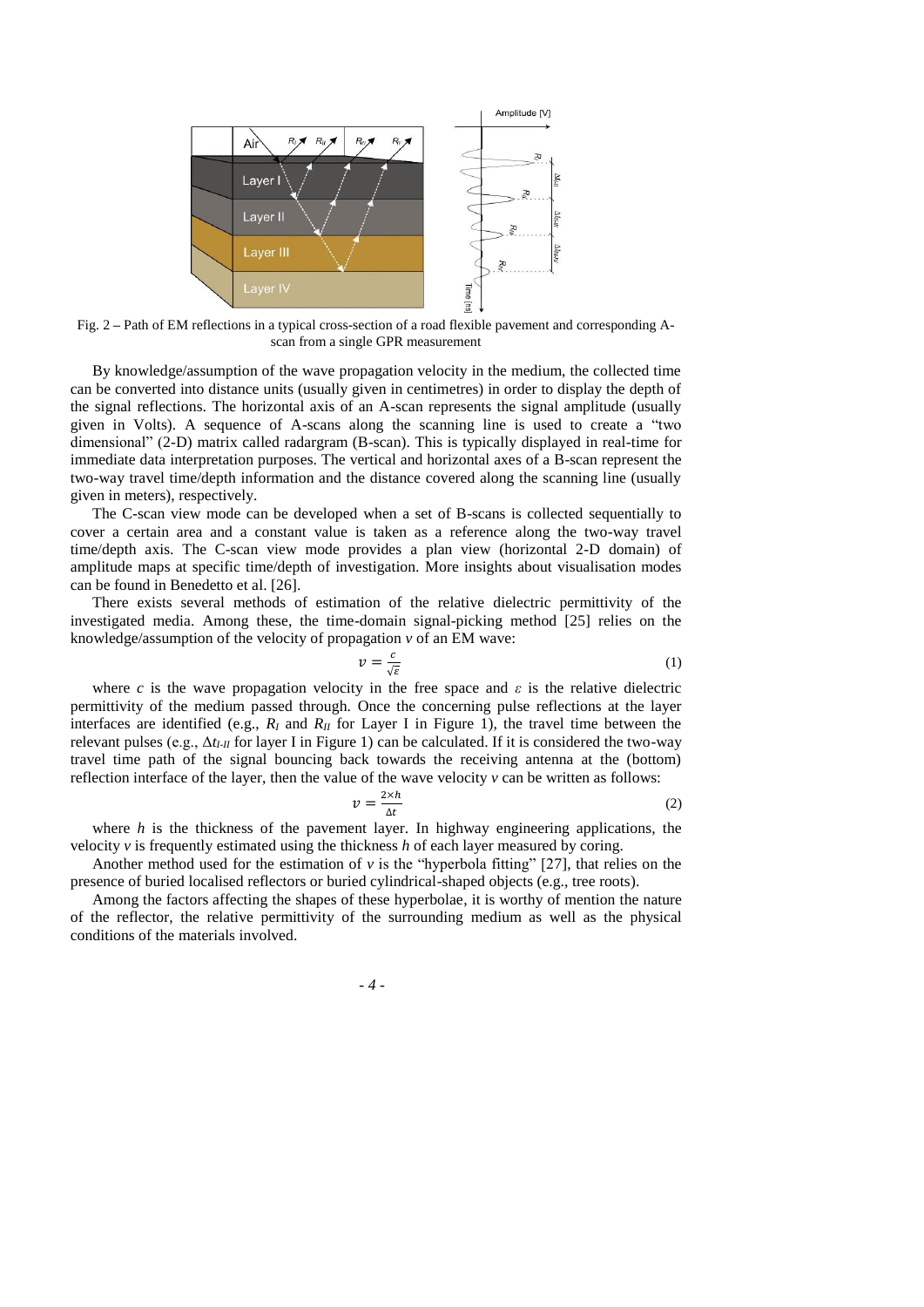Fig. 2 – Path of EM reflections in a typical cross-section of a road flexible pavement and corresponding A-scan from a single GPR measurement

By knowledge/assumption of the wave propagation velocity in the medium, the collected time can be converted into distance units (usually given in centimetres) in order to display the depth of the signal reflections. The horizontal axis of an A-scan represents the signal amplitude (usually given in Volts). A sequence of A-scans along the scanning line is used to create a "two dimensional" (2-D) matrix called radargram (B-scan). This is typically displayed in real-time for immediate data interpretation purposes. The vertical and horizontal axes of a B-scan represent the two-way travel time/depth information and the distance covered along the scanning line (usually given in meters), respectively.

The C-scan view mode can be developed when a set of B-scans is collected sequentially to cover a certain area and a constant value is taken as a reference along the two-way travel time/depth axis. The C-scan view mode provides a plan view (horizontal 2-D domain) of amplitude maps at specific time/depth of investigation. More insights about visualisation modes can be found in Benedetto et al. [26].

There exists several methods of estimation of the relative dielectric permittivity of the investigated media. Among these, the time-domain signal-picking method [25] relies on the knowledge/assumption of the velocity of propagation $v$ of an EM wave:

$$v = \frac{c}{\sqrt{\varepsilon}} \tag{1}$$

where $c$ is the wave propagation velocity in the free space and $\varepsilon$ is the relative dielectric permittivity of the medium passed through. Once the concerning pulse reflections at the layer interfaces are identified (e.g., $R_I$ and $R_{II}$ for Layer I in Figure 1), the travel time between the relevant pulses (e.g., $\Delta t_{I\text{-}II}$ for layer I in Figure 1) can be calculated. If it is considered the two-way travel time path of the signal bouncing back towards the receiving antenna at the (bottom) reflection interface of the layer, then the value of the wave velocity $v$ can be written as follows:

$$v = \frac{2 \times h}{\Delta t} \tag{2}$$

where $h$ is the thickness of the pavement layer. In highway engineering applications, the velocity $v$ is frequently estimated using the thickness $h$ of each layer measured by coring.

Another method used for the estimation of $v$ is the "hyperbola fitting" [27], that relies on the presence of buried localised reflectors or buried cylindrical-shaped objects (e.g., tree roots).

Among the factors affecting the shapes of these hyperbolae, it is worthy of mention the nature of the reflector, the relative permittivity of the surrounding medium as well as the physical conditions of the materials involved.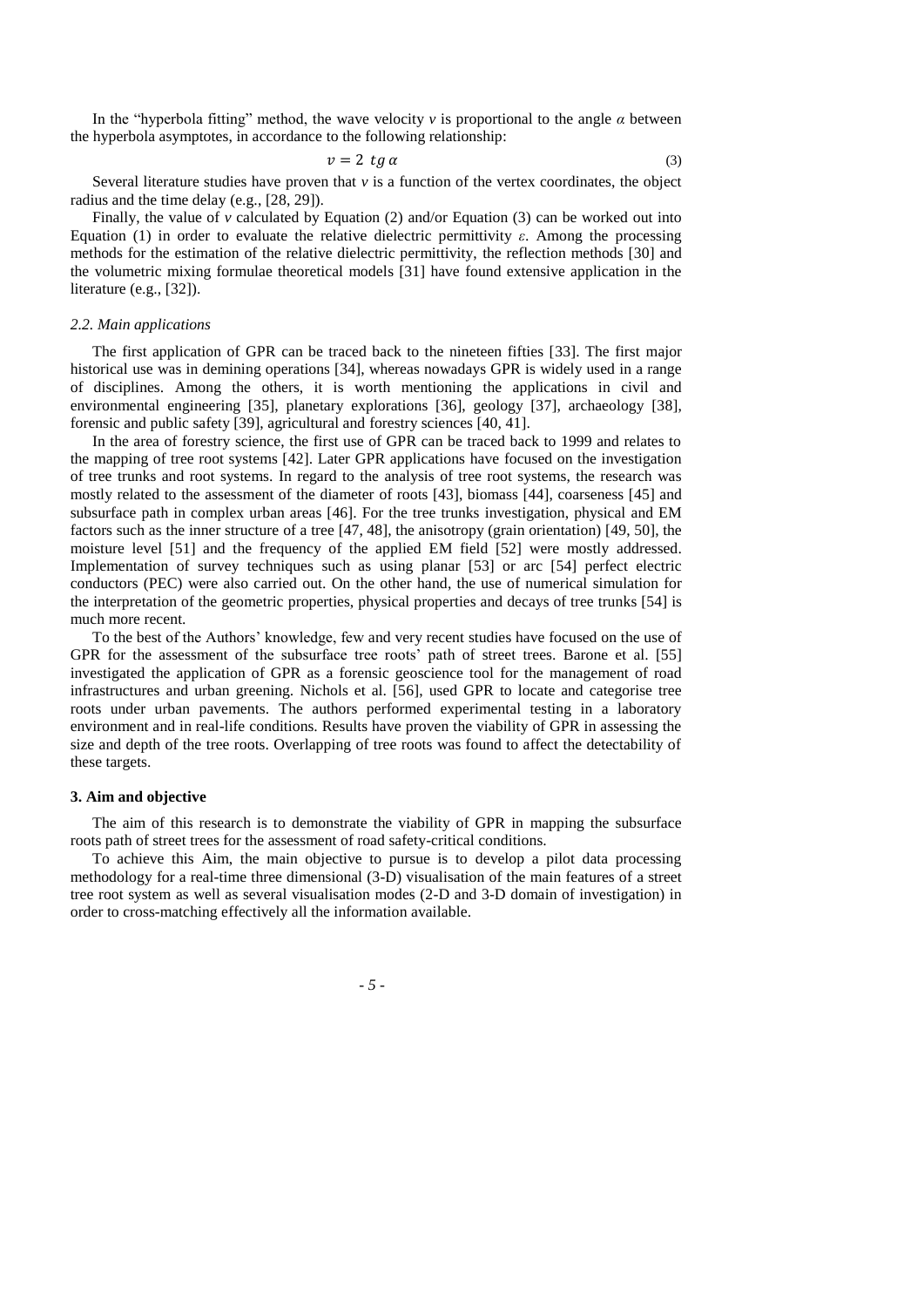In the "hyperbola fitting" method, the wave velocity $v$ is proportional to the angle $\alpha$ between the hyperbola asymptotes, in accordance to the following relationship:

$$v = 2 \ tg \, \alpha \tag{3}$$

Several literature studies have proven that $v$ is a function of the vertex coordinates, the object radius and the time delay (e.g., [28, 29]).

Finally, the value of $v$ calculated by Equation (2) and/or Equation (3) can be worked out into Equation (1) in order to evaluate the relative dielectric permittivity $\varepsilon$. Among the processing methods for the estimation of the relative dielectric permittivity, the reflection methods [30] and the volumetric mixing formulae theoretical models [31] have found extensive application in the literature (e.g., [32]).

### *2.2. Main applications*

The first application of GPR can be traced back to the nineteen fifties [33]. The first major historical use was in demining operations [34], whereas nowadays GPR is widely used in a range of disciplines. Among the others, it is worth mentioning the applications in civil and environmental engineering [35], planetary explorations [36], geology [37], archaeology [38], forensic and public safety [39], agricultural and forestry sciences [40, 41].

In the area of forestry science, the first use of GPR can be traced back to 1999 and relates to the mapping of tree root systems [42]. Later GPR applications have focused on the investigation of tree trunks and root systems. In regard to the analysis of tree root systems, the research was mostly related to the assessment of the diameter of roots [43], biomass [44], coarseness [45] and subsurface path in complex urban areas [46]. For the tree trunks investigation, physical and EM factors such as the inner structure of a tree [47, 48], the anisotropy (grain orientation) [49, 50], the moisture level [51] and the frequency of the applied EM field [52] were mostly addressed. Implementation of survey techniques such as using planar [53] or arc [54] perfect electric conductors (PEC) were also carried out. On the other hand, the use of numerical simulation for the interpretation of the geometric properties, physical properties and decays of tree trunks [54] is much more recent.

To the best of the Authors' knowledge, few and very recent studies have focused on the use of GPR for the assessment of the subsurface tree roots' path of street trees. Barone et al. [55] investigated the application of GPR as a forensic geoscience tool for the management of road infrastructures and urban greening. Nichols et al. [56], used GPR to locate and categorise tree roots under urban pavements. The authors performed experimental testing in a laboratory environment and in real-life conditions. Results have proven the viability of GPR in assessing the size and depth of the tree roots. Overlapping of tree roots was found to affect the detectability of these targets.

## 3. Aim and objective

The aim of this research is to demonstrate the viability of GPR in mapping the subsurface roots path of street trees for the assessment of road safety-critical conditions.

To achieve this Aim, the main objective to pursue is to develop a pilot data processing methodology for a real-time three dimensional (3-D) visualisation of the main features of a street tree root system as well as several visualisation modes (2-D and 3-D domain of investigation) in order to cross-matching effectively all the information available.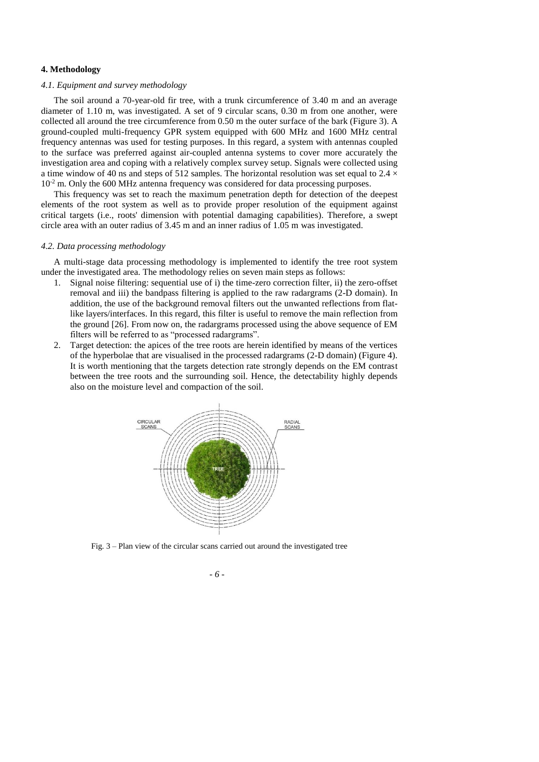## 4. Methodology

### *4.1. Equipment and survey methodology*

The soil around a 70-year-old fir tree, with a trunk circumference of 3.40 m and an average diameter of 1.10 m, was investigated. A set of 9 circular scans, 0.30 m from one another, were collected all around the tree circumference from 0.50 m the outer surface of the bark (Figure 3). A ground-coupled multi-frequency GPR system equipped with 600 MHz and 1600 MHz central frequency antennas was used for testing purposes. In this regard, a system with antennas coupled to the surface was preferred against air-coupled antenna systems to cover more accurately the investigation area and coping with a relatively complex survey setup. Signals were collected using a time window of 40 ns and steps of 512 samples. The horizontal resolution was set equal to $2.4 \times 10^{-2}$ m. Only the 600 MHz antenna frequency was considered for data processing purposes.

This frequency was set to reach the maximum penetration depth for detection of the deepest elements of the root system as well as to provide proper resolution of the equipment against critical targets (i.e., roots' dimension with potential damaging capabilities). Therefore, a swept circle area with an outer radius of 3.45 m and an inner radius of 1.05 m was investigated.

### *4.2. Data processing methodology*

A multi-stage data processing methodology is implemented to identify the tree root system under the investigated area. The methodology relies on seven main steps as follows:

1. Signal noise filtering: sequential use of i) the time-zero correction filter, ii) the zero-offset removal and iii) the bandpass filtering is applied to the raw radargrams (2-D domain). In addition, the use of the background removal filters out the unwanted reflections from flat-like layers/interfaces. In this regard, this filter is useful to remove the main reflection from the ground [26]. From now on, the radargrams processed using the above sequence of EM filters will be referred to as "processed radargrams".
2. Target detection: the apices of the tree roots are herein identified by means of the vertices of the hyperbolae that are visualised in the processed radargrams (2-D domain) (Figure 4). It is worth mentioning that the targets detection rate strongly depends on the EM contrast between the tree roots and the surrounding soil. Hence, the detectability highly depends also on the moisture level and compaction of the soil.

Fig. 3 – Plan view of the circular scans carried out around the investigated tree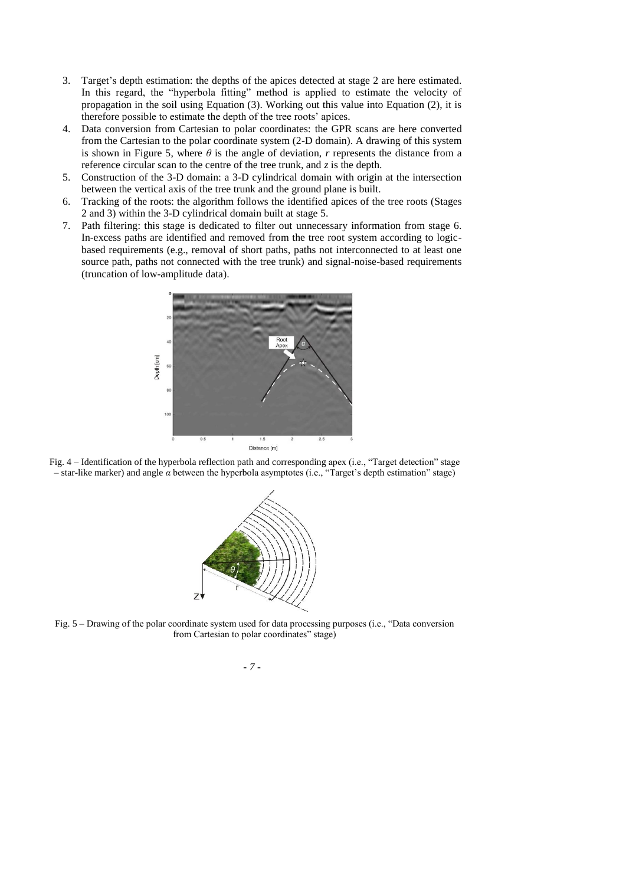3. Target's depth estimation: the depths of the apices detected at stage 2 are here estimated. In this regard, the "hyperbola fitting" method is applied to estimate the velocity of propagation in the soil using Equation (3). Working out this value into Equation (2), it is therefore possible to estimate the depth of the tree roots' apices.
4. Data conversion from Cartesian to polar coordinates: the GPR scans are here converted from the Cartesian to the polar coordinate system (2-D domain). A drawing of this system is shown in Figure 5, where $\theta$ is the angle of deviation, $r$ represents the distance from a reference circular scan to the centre of the tree trunk, and $z$ is the depth.
5. Construction of the 3-D domain: a 3-D cylindrical domain with origin at the intersection between the vertical axis of the tree trunk and the ground plane is built.
6. Tracking of the roots: the algorithm follows the identified apices of the tree roots (Stages 2 and 3) within the 3-D cylindrical domain built at stage 5.
7. Path filtering: this stage is dedicated to filter out unnecessary information from stage 6. In-excess paths are identified and removed from the tree root system according to logic-based requirements (e.g., removal of short paths, paths not interconnected to at least one source path, paths not connected with the tree trunk) and signal-noise-based requirements (truncation of low-amplitude data).

Fig. 4 – Identification of the hyperbola reflection path and corresponding apex (i.e., "Target detection" stage – star-like marker) and angle $\alpha$ between the hyperbola asymptotes (i.e., "Target's depth estimation" stage)

Fig. 5 – Drawing of the polar coordinate system used for data processing purposes (i.e., "Data conversion from Cartesian to polar coordinates" stage)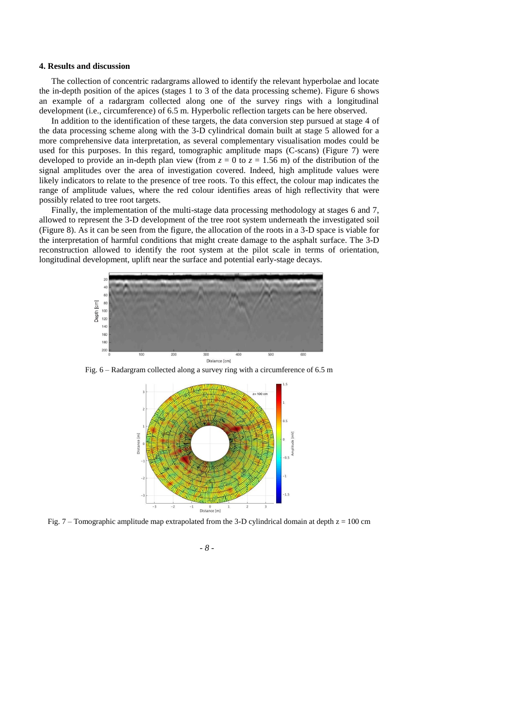### 4. Results and discussion

The collection of concentric radargrams allowed to identify the relevant hyperbolae and locate the in-depth position of the apices (stages 1 to 3 of the data processing scheme). Figure 6 shows an example of a radargram collected along one of the survey rings with a longitudinal development (i.e., circumference) of 6.5 m. Hyperbolic reflection targets can be here observed.

In addition to the identification of these targets, the data conversion step pursued at stage 4 of the data processing scheme along with the 3-D cylindrical domain built at stage 5 allowed for a more comprehensive data interpretation, as several complementary visualisation modes could be used for this purposes. In this regard, tomographic amplitude maps (C-scans) (Figure 7) were developed to provide an in-depth plan view (from $z = 0$ to $z = 1.56$ m) of the distribution of the signal amplitudes over the area of investigation covered. Indeed, high amplitude values were likely indicators to relate to the presence of tree roots. To this effect, the colour map indicates the range of amplitude values, where the red colour identifies areas of high reflectivity that were possibly related to tree root targets.

Finally, the implementation of the multi-stage data processing methodology at stages 6 and 7, allowed to represent the 3-D development of the tree root system underneath the investigated soil (Figure 8). As it can be seen from the figure, the allocation of the roots in a 3-D space is viable for the interpretation of harmful conditions that might create damage to the asphalt surface. The 3-D reconstruction allowed to identify the root system at the pilot scale in terms of orientation, longitudinal development, uplift near the surface and potential early-stage decays.

Fig. 6 – Radargram collected along a survey ring with a circumference of 6.5 m

Fig. 7 – Tomographic amplitude map extrapolated from the 3-D cylindrical domain at depth z = 100 cm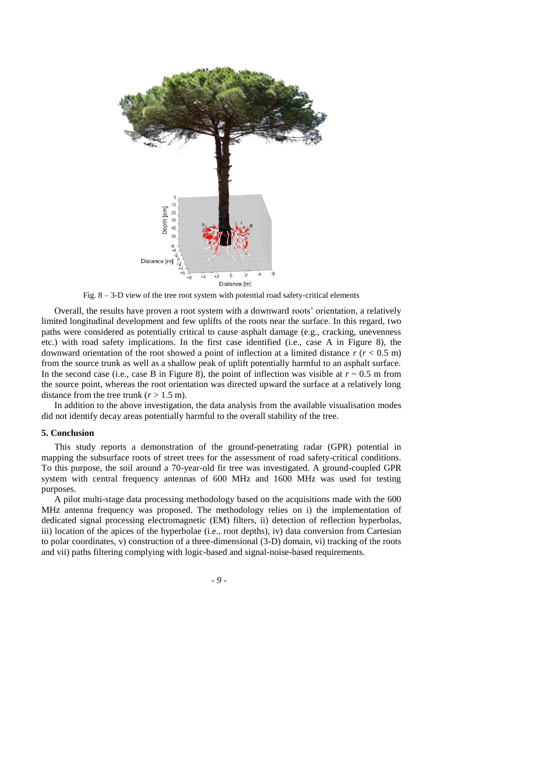Fig. 8 – 3-D view of the tree root system with potential road safety-critical elements

Overall, the results have proven a root system with a downward roots' orientation, a relatively limited longitudinal development and few uplifts of the roots near the surface. In this regard, two paths were considered as potentially critical to cause asphalt damage (e.g., cracking, unevenness etc.) with road safety implications. In the first case identified (i.e., case A in Figure 8), the downward orientation of the root showed a point of inflection at a limited distance $r$ ($r < 0.5$ m) from the source trunk as well as a shallow peak of uplift potentially harmful to an asphalt surface. In the second case (i.e., case B in Figure 8), the point of inflection was visible at $r \sim 0.5$ m from the source point, whereas the root orientation was directed upward the surface at a relatively long distance from the tree trunk ($r > 1.5$ m).

In addition to the above investigation, the data analysis from the available visualisation modes did not identify decay areas potentially harmful to the overall stability of the tree.

## 5. Conclusion

This study reports a demonstration of the ground-penetrating radar (GPR) potential in mapping the subsurface roots of street trees for the assessment of road safety-critical conditions. To this purpose, the soil around a 70-year-old fir tree was investigated. A ground-coupled GPR system with central frequency antennas of 600 MHz and 1600 MHz was used for testing purposes.

A pilot multi-stage data processing methodology based on the acquisitions made with the 600 MHz antenna frequency was proposed. The methodology relies on i) the implementation of dedicated signal processing electromagnetic (EM) filters, ii) detection of reflection hyperbolas, iii) location of the apices of the hyperbolae (i.e., root depths), iv) data conversion from Cartesian to polar coordinates, v) construction of a three-dimensional (3-D) domain, vi) tracking of the roots and vii) paths filtering complying with logic-based and signal-noise-based requirements.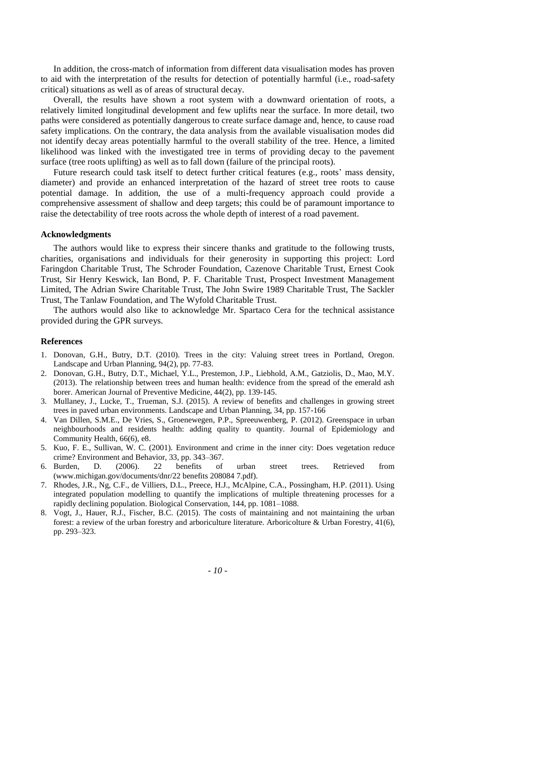In addition, the cross-match of information from different data visualisation modes has proven to aid with the interpretation of the results for detection of potentially harmful (i.e., road-safety critical) situations as well as of areas of structural decay.

Overall, the results have shown a root system with a downward orientation of roots, a relatively limited longitudinal development and few uplifts near the surface. In more detail, two paths were considered as potentially dangerous to create surface damage and, hence, to cause road safety implications. On the contrary, the data analysis from the available visualisation modes did not identify decay areas potentially harmful to the overall stability of the tree. Hence, a limited likelihood was linked with the investigated tree in terms of providing decay to the pavement surface (tree roots uplifting) as well as to fall down (failure of the principal roots).

Future research could task itself to detect further critical features (e.g., roots' mass density, diameter) and provide an enhanced interpretation of the hazard of street tree roots to cause potential damage. In addition, the use of a multi-frequency approach could provide a comprehensive assessment of shallow and deep targets; this could be of paramount importance to raise the detectability of tree roots across the whole depth of interest of a road pavement.

### Acknowledgments

The authors would like to express their sincere thanks and gratitude to the following trusts, charities, organisations and individuals for their generosity in supporting this project: Lord Faringdon Charitable Trust, The Schroder Foundation, Cazenove Charitable Trust, Ernest Cook Trust, Sir Henry Keswick, Ian Bond, P. F. Charitable Trust, Prospect Investment Management Limited, The Adrian Swire Charitable Trust, The John Swire 1989 Charitable Trust, The Sackler Trust, The Tanlaw Foundation, and The Wyfold Charitable Trust.

The authors would also like to acknowledge Mr. Spartaco Cera for the technical assistance provided during the GPR surveys.

### References

1. Donovan, G.H., Butry, D.T. (2010). Trees in the city: Valuing street trees in Portland, Oregon. Landscape and Urban Planning, 94(2), pp. 77-83.
2. Donovan, G.H., Butry, D.T., Michael, Y.L., Prestemon, J.P., Liebhold, A.M., Gatziolis, D., Mao, M.Y. (2013). The relationship between trees and human health: evidence from the spread of the emerald ash borer. American Journal of Preventive Medicine, 44(2), pp. 139-145.
3. Mullaney, J., Lucke, T., Trueman, S.J. (2015). A review of benefits and challenges in growing street trees in paved urban environments. Landscape and Urban Planning, 34, pp. 157-166
4. Van Dillen, S.M.E., De Vries, S., Groenewegen, P.P., Spreeuwenberg, P. (2012). Greenspace in urban neighbourhoods and residents health: adding quality to quantity. Journal of Epidemiology and Community Health, 66(6), e8.
5. Kuo, F. E., Sullivan, W. C. (2001). Environment and crime in the inner city: Does vegetation reduce crime? Environment and Behavior, 33, pp. 343–367.
6. Burden, D. (2006). 22 benefits of urban street trees. Retrieved from (www.michigan.gov/documents/dnr/22 benefits 208084 7.pdf).
7. Rhodes, J.R., Ng, C.F., de Villiers, D.L., Preece, H.J., McAlpine, C.A., Possingham, H.P. (2011). Using integrated population modelling to quantify the implications of multiple threatening processes for a rapidly declining population. Biological Conservation, 144, pp. 1081–1088.
8. Vogt, J., Hauer, R.J., Fischer, B.C. (2015). The costs of maintaining and not maintaining the urban forest: a review of the urban forestry and arboriculture literature. Arboricolture & Urban Forestry, 41(6), pp. 293–323.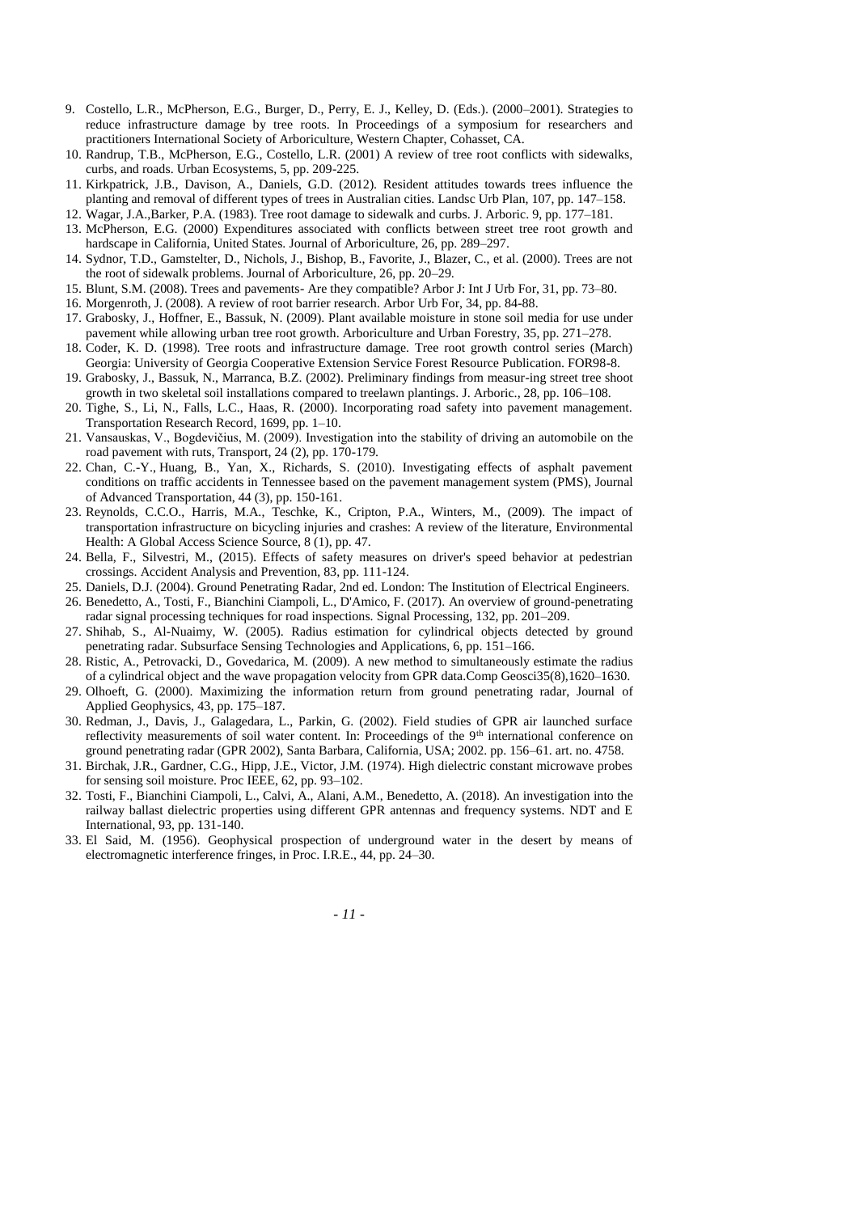9. Costello, L.R., McPherson, E.G., Burger, D., Perry, E. J., Kelley, D. (Eds.). (2000–2001). Strategies to reduce infrastructure damage by tree roots. In Proceedings of a symposium for researchers and practitioners International Society of Arboriculture, Western Chapter, Cohasset, CA.
10. Randrup, T.B., McPherson, E.G., Costello, L.R. (2001) A review of tree root conflicts with sidewalks, curbs, and roads. Urban Ecosystems, 5, pp. 209-225.
11. Kirkpatrick, J.B., Davison, A., Daniels, G.D. (2012). Resident attitudes towards trees influence the planting and removal of different types of trees in Australian cities. Landsc Urb Plan, 107, pp. 147–158.
12. Wagar, J.A.,Barker, P.A. (1983). Tree root damage to sidewalk and curbs. J. Arboric. 9, pp. 177–181.
13. McPherson, E.G. (2000) Expenditures associated with conflicts between street tree root growth and hardscape in California, United States. Journal of Arboriculture, 26, pp. 289–297.
14. Sydnor, T.D., Gamstelter, D., Nichols, J., Bishop, B., Favorite, J., Blazer, C., et al. (2000). Trees are not the root of sidewalk problems. Journal of Arboriculture, 26, pp. 20–29.
15. Blunt, S.M. (2008). Trees and pavements- Are they compatible? Arbor J: Int J Urb For, 31, pp. 73–80.
16. Morgenroth, J. (2008). A review of root barrier research. Arbor Urb For, 34, pp. 84-88.
17. Grabosky, J., Hoffner, E., Bassuk, N. (2009). Plant available moisture in stone soil media for use under pavement while allowing urban tree root growth. Arboriculture and Urban Forestry, 35, pp. 271–278.
18. Coder, K. D. (1998). Tree roots and infrastructure damage. Tree root growth control series (March) Georgia: University of Georgia Cooperative Extension Service Forest Resource Publication. FOR98-8.
19. Grabosky, J., Bassuk, N., Marranca, B.Z. (2002). Preliminary findings from measur-ing street tree shoot growth in two skeletal soil installations compared to treelawn plantings. J. Arboric., 28, pp. 106–108.
20. Tighe, S., Li, N., Falls, L.C., Haas, R. (2000). Incorporating road safety into pavement management. Transportation Research Record, 1699, pp. 1–10.
21. Vansauskas, V., Bogdevičius, M. (2009). Investigation into the stability of driving an automobile on the road pavement with ruts, Transport, 24 (2), pp. 170-179.
22. Chan, C.-Y., Huang, B., Yan, X., Richards, S. (2010). Investigating effects of asphalt pavement conditions on traffic accidents in Tennessee based on the pavement management system (PMS), Journal of Advanced Transportation, 44 (3), pp. 150-161.
23. Reynolds, C.C.O., Harris, M.A., Teschke, K., Cripton, P.A., Winters, M., (2009). The impact of transportation infrastructure on bicycling injuries and crashes: A review of the literature, Environmental Health: A Global Access Science Source, 8 (1), pp. 47.
24. Bella, F., Silvestri, M., (2015). Effects of safety measures on driver's speed behavior at pedestrian crossings. Accident Analysis and Prevention, 83, pp. 111-124.
25. Daniels, D.J. (2004). Ground Penetrating Radar, 2nd ed. London: The Institution of Electrical Engineers.
26. Benedetto, A., Tosti, F., Bianchini Ciampoli, L., D'Amico, F. (2017). An overview of ground-penetrating radar signal processing techniques for road inspections. Signal Processing, 132, pp. 201–209.
27. Shihab, S., Al-Nuaimy, W. (2005). Radius estimation for cylindrical objects detected by ground penetrating radar. Subsurface Sensing Technologies and Applications, 6, pp. 151–166.
28. Ristic, A., Petrovacki, D., Govedarica, M. (2009). A new method to simultaneously estimate the radius of a cylindrical object and the wave propagation velocity from GPR data.Comp Geosci35(8),1620–1630.
29. Olhoeft, G. (2000). Maximizing the information return from ground penetrating radar, Journal of Applied Geophysics, 43, pp. 175–187.
30. Redman, J., Davis, J., Galagedara, L., Parkin, G. (2002). Field studies of GPR air launched surface reflectivity measurements of soil water content. In: Proceedings of the 9th international conference on ground penetrating radar (GPR 2002), Santa Barbara, California, USA; 2002. pp. 156–61. art. no. 4758.
31. Birchak, J.R., Gardner, C.G., Hipp, J.E., Victor, J.M. (1974). High dielectric constant microwave probes for sensing soil moisture. Proc IEEE, 62, pp. 93–102.
32. Tosti, F., Bianchini Ciampoli, L., Calvi, A., Alani, A.M., Benedetto, A. (2018). An investigation into the railway ballast dielectric properties using different GPR antennas and frequency systems. NDT and E International, 93, pp. 131-140.
33. El Said, M. (1956). Geophysical prospection of underground water in the desert by means of electromagnetic interference fringes, in Proc. I.R.E., 44, pp. 24–30.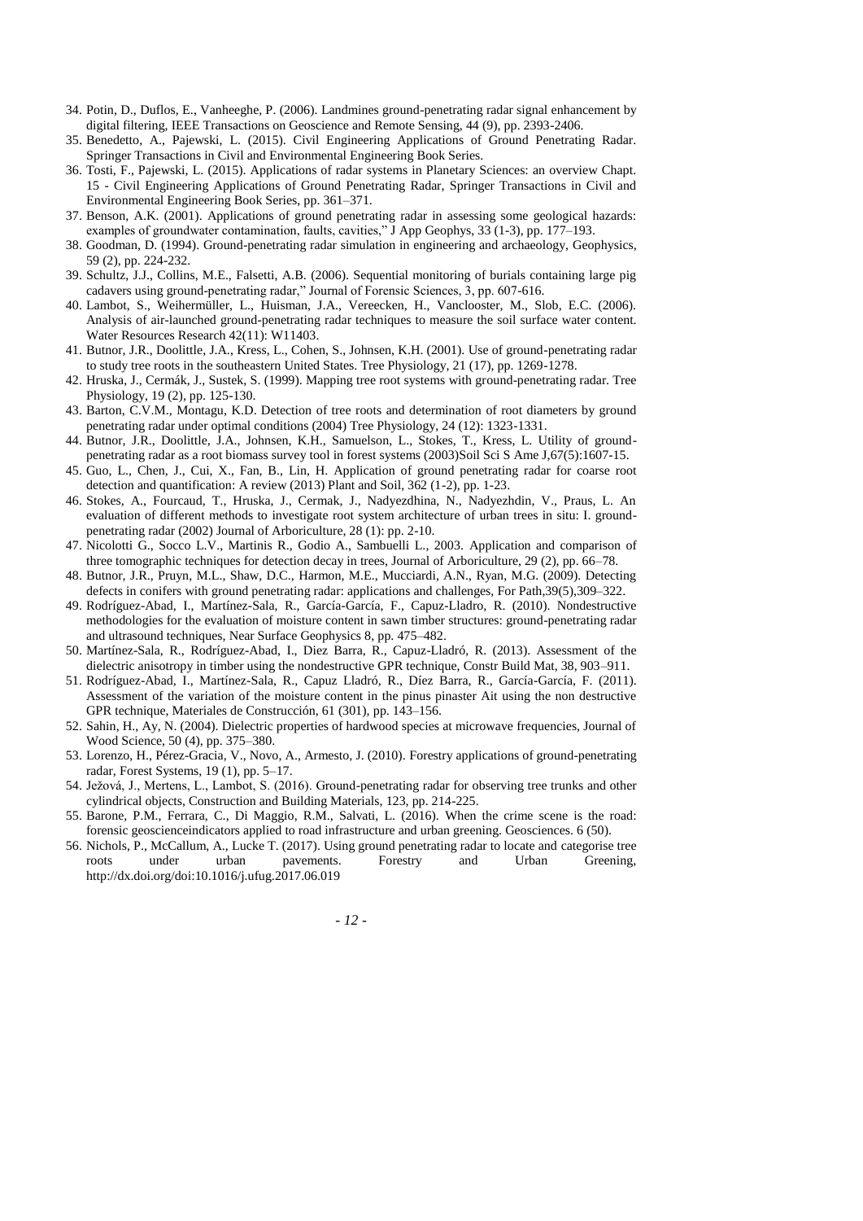34. Potin, D., Duflos, E., Vanheeghe, P. (2006). Landmines ground-penetrating radar signal enhancement by digital filtering, IEEE Transactions on Geoscience and Remote Sensing, 44 (9), pp. 2393-2406.
35. Benedetto, A., Pajewski, L. (2015). Civil Engineering Applications of Ground Penetrating Radar. Springer Transactions in Civil and Environmental Engineering Book Series.
36. Tosti, F., Pajewski, L. (2015). Applications of radar systems in Planetary Sciences: an overview Chapt. 15 - Civil Engineering Applications of Ground Penetrating Radar, Springer Transactions in Civil and Environmental Engineering Book Series, pp. 361–371.
37. Benson, A.K. (2001). Applications of ground penetrating radar in assessing some geological hazards: examples of groundwater contamination, faults, cavities," J App Geophys, 33 (1-3), pp. 177–193.
38. Goodman, D. (1994). Ground-penetrating radar simulation in engineering and archaeology, Geophysics, 59 (2), pp. 224-232.
39. Schultz, J.J., Collins, M.E., Falsetti, A.B. (2006). Sequential monitoring of burials containing large pig cadavers using ground-penetrating radar," Journal of Forensic Sciences, 3, pp. 607-616.
40. Lambot, S., Weihermüller, L., Huisman, J.A., Vereecken, H., Vanclooster, M., Slob, E.C. (2006). Analysis of air-launched ground-penetrating radar techniques to measure the soil surface water content. Water Resources Research 42(11): W11403.
41. Butnor, J.R., Doolittle, J.A., Kress, L., Cohen, S., Johnsen, K.H. (2001). Use of ground-penetrating radar to study tree roots in the southeastern United States. Tree Physiology, 21 (17), pp. 1269-1278.
42. Hruska, J., Cermák, J., Sustek, S. (1999). Mapping tree root systems with ground-penetrating radar. Tree Physiology, 19 (2), pp. 125-130.
43. Barton, C.V.M., Montagu, K.D. Detection of tree roots and determination of root diameters by ground penetrating radar under optimal conditions (2004) Tree Physiology, 24 (12): 1323-1331.
44. Butnor, J.R., Doolittle, J.A., Johnsen, K.H., Samuelson, L., Stokes, T., Kress, L. Utility of ground-penetrating radar as a root biomass survey tool in forest systems (2003)Soil Sci S Ame J,67(5):1607-15.
45. Guo, L., Chen, J., Cui, X., Fan, B., Lin, H. Application of ground penetrating radar for coarse root detection and quantification: A review (2013) Plant and Soil, 362 (1-2), pp. 1-23.
46. Stokes, A., Fourcaud, T., Hruska, J., Cermak, J., Nadyezdhina, N., Nadyezhdin, V., Praus, L. An evaluation of different methods to investigate root system architecture of urban trees in situ: I. ground-penetrating radar (2002) Journal of Arboriculture, 28 (1): pp. 2-10.
47. Nicolotti G., Socco L.V., Martinis R., Godio A., Sambuelli L., 2003. Application and comparison of three tomographic techniques for detection decay in trees, Journal of Arboriculture, 29 (2), pp. 66–78.
48. Butnor, J.R., Pruyn, M.L., Shaw, D.C., Harmon, M.E., Mucciardi, A.N., Ryan, M.G. (2009). Detecting defects in conifers with ground penetrating radar: applications and challenges, For Path,39(5),309–322.
49. Rodríguez-Abad, I., Martínez-Sala, R., García-García, F., Capuz-Lladro, R. (2010). Nondestructive methodologies for the evaluation of moisture content in sawn timber structures: ground-penetrating radar and ultrasound techniques, Near Surface Geophysics 8, pp. 475–482.
50. Martínez-Sala, R., Rodríguez-Abad, I., Diez Barra, R., Capuz-Lladró, R. (2013). Assessment of the dielectric anisotropy in timber using the nondestructive GPR technique, Constr Build Mat, 38, 903–911.
51. Rodríguez-Abad, I., Martínez-Sala, R., Capuz Lladró, R., Díez Barra, R., García-García, F. (2011). Assessment of the variation of the moisture content in the pinus pinaster Ait using the non destructive GPR technique, Materiales de Construcción, 61 (301), pp. 143–156.
52. Sahin, H., Ay, N. (2004). Dielectric properties of hardwood species at microwave frequencies, Journal of Wood Science, 50 (4), pp. 375–380.
53. Lorenzo, H., Pérez-Gracia, V., Novo, A., Armesto, J. (2010). Forestry applications of ground-penetrating radar, Forest Systems, 19 (1), pp. 5–17.
54. Ježová, J., Mertens, L., Lambot, S. (2016). Ground-penetrating radar for observing tree trunks and other cylindrical objects, Construction and Building Materials, 123, pp. 214-225.
55. Barone, P.M., Ferrara, C., Di Maggio, R.M., Salvati, L. (2016). When the crime scene is the road: forensic geoscienceindicators applied to road infrastructure and urban greening. Geosciences. 6 (50).
56. Nichols, P., McCallum, A., Lucke T. (2017). Using ground penetrating radar to locate and categorise tree roots under urban pavements. Forestry and Urban Greening, http://dx.doi.org/doi:10.1016/j.ufug.2017.06.019